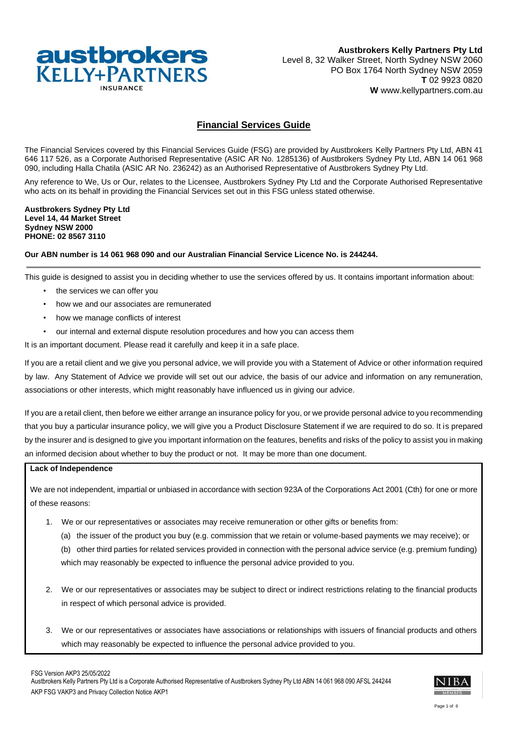**Austbrokers Kelly Partners Pty Ltd**
Level 8, 32 Walker Street, North Sydney NSW 2060
PO Box 1764 North Sydney NSW 2059
**T** 02 9923 0820
**W** www.kellypartners.com.au

# Financial Services Guide

The Financial Services covered by this Financial Services Guide (FSG) are provided by Austbrokers Kelly Partners Pty Ltd, ABN 41 646 117 526, as a Corporate Authorised Representative (ASIC AR No. 1285136) of Austbrokers Sydney Pty Ltd, ABN 14 061 968 090, including Halla Chatila (ASIC AR No. 236242) as an Authorised Representative of Austbrokers Sydney Pty Ltd.

Any reference to We, Us or Our, relates to the Licensee, Austbrokers Sydney Pty Ltd and the Corporate Authorised Representative who acts on its behalf in providing the Financial Services set out in this FSG unless stated otherwise.

**Austbrokers Sydney Pty Ltd**
**Level 14, 44 Market Street**
**Sydney NSW 2000**
**PHONE: 02 8567 3110**

**Our ABN number is 14 061 968 090 and our Australian Financial Service Licence No. is 244244.**

---

This guide is designed to assist you in deciding whether to use the services offered by us. It contains important information about:

- the services we can offer you
- how we and our associates are remunerated
- how we manage conflicts of interest
- our internal and external dispute resolution procedures and how you can access them

It is an important document. Please read it carefully and keep it in a safe place.

If you are a retail client and we give you personal advice, we will provide you with a Statement of Advice or other information required by law. Any Statement of Advice we provide will set out our advice, the basis of our advice and information on any remuneration, associations or other interests, which might reasonably have influenced us in giving our advice.

If you are a retail client, then before we either arrange an insurance policy for you, or we provide personal advice to you recommending that you buy a particular insurance policy, we will give you a Product Disclosure Statement if we are required to do so. It is prepared by the insurer and is designed to give you important information on the features, benefits and risks of the policy to assist you in making an informed decision about whether to buy the product or not. It may be more than one document.

**Lack of Independence**

We are not independent, impartial or unbiased in accordance with section 923A of the Corporations Act 2001 (Cth) for one or more of these reasons:

1. We or our representatives or associates may receive remuneration or other gifts or benefits from:
   (a) the issuer of the product you buy (e.g. commission that we retain or volume-based payments we may receive); or
   (b) other third parties for related services provided in connection with the personal advice service (e.g. premium funding) which may reasonably be expected to influence the personal advice provided to you.
2. We or our representatives or associates may be subject to direct or indirect restrictions relating to the financial products in respect of which personal advice is provided.
3. We or our representatives or associates have associations or relationships with issuers of financial products and others which may reasonably be expected to influence the personal advice provided to you.

FSG Version AKP3 25/05/2022
Austbrokers Kelly Partners Pty Ltd is a Corporate Authorised Representative of Austbrokers Sydney Pty Ltd ABN 14 061 968 090 AFSL 244244
AKP FSG VAKP3 and Privacy Collection Notice AKP1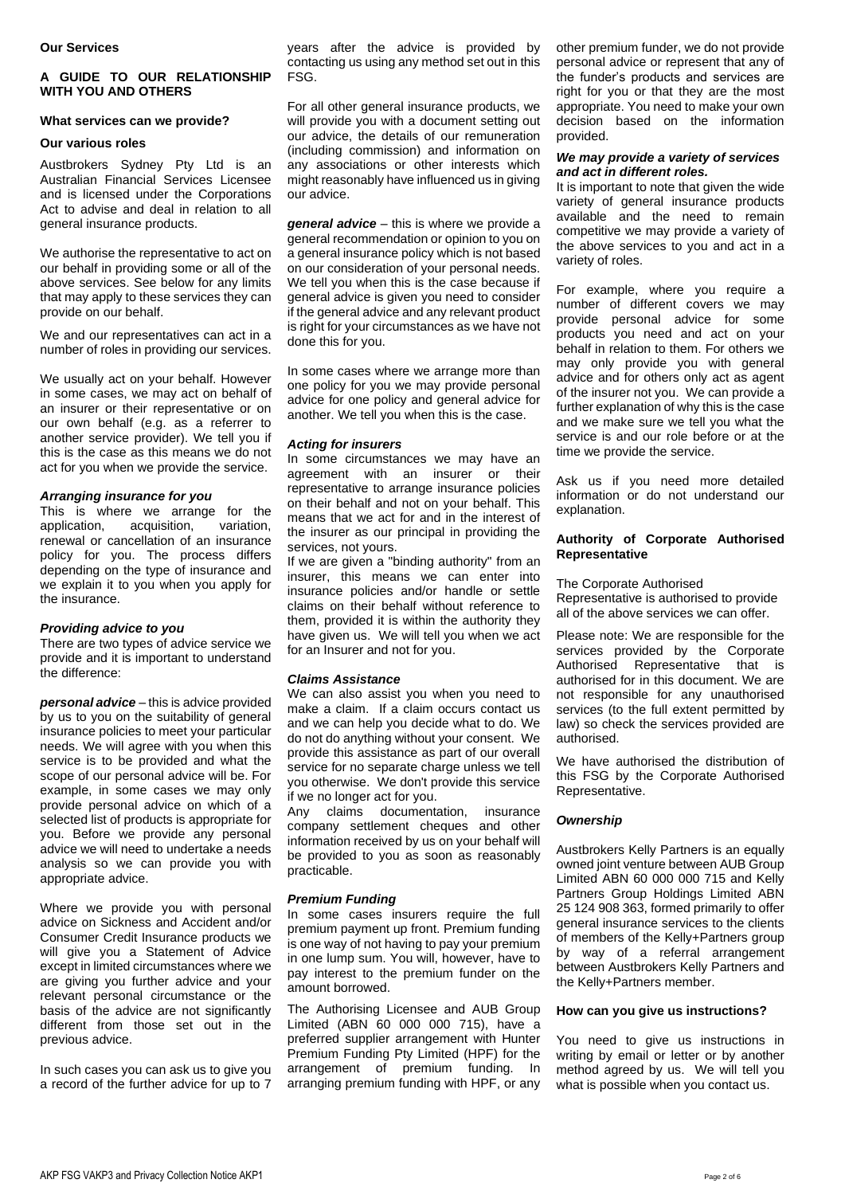**Our Services**

## A GUIDE TO OUR RELATIONSHIP WITH YOU AND OTHERS

### What services can we provide?

#### Our various roles

Austbrokers Sydney Pty Ltd is an Australian Financial Services Licensee and is licensed under the Corporations Act to advise and deal in relation to all general insurance products.

We authorise the representative to act on our behalf in providing some or all of the above services. See below for any limits that may apply to these services they can provide on our behalf.

We and our representatives can act in a number of roles in providing our services.

We usually act on your behalf. However in some cases, we may act on behalf of an insurer or their representative or on our own behalf (e.g. as a referrer to another service provider). We tell you if this is the case as this means we do not act for you when we provide the service.

#### *Arranging insurance for you*

This is where we arrange for the application, acquisition, variation, renewal or cancellation of an insurance policy for you. The process differs depending on the type of insurance and we explain it to you when you apply for the insurance.

#### *Providing advice to you*

There are two types of advice service we provide and it is important to understand the difference:

***personal advice*** – this is advice provided by us to you on the suitability of general insurance policies to meet your particular needs. We will agree with you when this service is to be provided and what the scope of our personal advice will be. For example, in some cases we may only provide personal advice on which of a selected list of products is appropriate for you. Before we provide any personal advice we will need to undertake a needs analysis so we can provide you with appropriate advice.

Where we provide you with personal advice on Sickness and Accident and/or Consumer Credit Insurance products we will give you a Statement of Advice except in limited circumstances where we are giving you further advice and your relevant personal circumstance or the basis of the advice are not significantly different from those set out in the previous advice.

In such cases you can ask us to give you a record of the further advice for up to 7 years after the advice is provided by contacting us using any method set out in this FSG.

For all other general insurance products, we will provide you with a document setting out our advice, the details of our remuneration (including commission) and information on any associations or other interests which might reasonably have influenced us in giving our advice.

***general advice*** – this is where we provide a general recommendation or opinion to you on a general insurance policy which is not based on our consideration of your personal needs. We tell you when this is the case because if general advice is given you need to consider if the general advice and any relevant product is right for your circumstances as we have not done this for you.

In some cases where we arrange more than one policy for you we may provide personal advice for one policy and general advice for another. We tell you when this is the case.

#### *Acting for insurers*

In some circumstances we may have an agreement with an insurer or their representative to arrange insurance policies on their behalf and not on your behalf. This means that we act for and in the interest of the insurer as our principal in providing the services, not yours.

If we are given a "binding authority" from an insurer, this means we can enter into insurance policies and/or handle or settle claims on their behalf without reference to them, provided it is within the authority they have given us. We will tell you when we act for an Insurer and not for you.

#### *Claims Assistance*

We can also assist you when you need to make a claim. If a claim occurs contact us and we can help you decide what to do. We do not do anything without your consent. We provide this assistance as part of our overall service for no separate charge unless we tell you otherwise. We don't provide this service if we no longer act for you.

Any claims documentation, insurance company settlement cheques and other information received by us on your behalf will be provided to you as soon as reasonably practicable.

#### *Premium Funding*

In some cases insurers require the full premium payment up front. Premium funding is one way of not having to pay your premium in one lump sum. You will, however, have to pay interest to the premium funder on the amount borrowed.

The Authorising Licensee and AUB Group Limited (ABN 60 000 000 715), have a preferred supplier arrangement with Hunter Premium Funding Pty Limited (HPF) for the arrangement of premium funding. In arranging premium funding with HPF, or any other premium funder, we do not provide personal advice or represent that any of the funder's products and services are right for you or that they are the most appropriate. You need to make your own decision based on the information provided.

#### *We may provide a variety of services and act in different roles.*

It is important to note that given the wide variety of general insurance products available and the need to remain competitive we may provide a variety of the above services to you and act in a variety of roles.

For example, where you require a number of different covers we may provide personal advice for some products you need and act on your behalf in relation to them. For others we may only provide you with general advice and for others only act as agent of the insurer not you. We can provide a further explanation of why this is the case and we make sure we tell you what the service is and our role before or at the time we provide the service.

Ask us if you need more detailed information or do not understand our explanation.

### Authority of Corporate Authorised Representative

The Corporate Authorised Representative is authorised to provide all of the above services we can offer.

Please note: We are responsible for the services provided by the Corporate Authorised Representative that is authorised for in this document. We are not responsible for any unauthorised services (to the full extent permitted by law) so check the services provided are authorised.

We have authorised the distribution of this FSG by the Corporate Authorised Representative.

#### *Ownership*

Austbrokers Kelly Partners is an equally owned joint venture between AUB Group Limited ABN 60 000 000 715 and Kelly Partners Group Holdings Limited ABN 25 124 908 363, formed primarily to offer general insurance services to the clients of members of the Kelly+Partners group by way of a referral arrangement between Austbrokers Kelly Partners and the Kelly+Partners member.

### How can you give us instructions?

You need to give us instructions in writing by email or letter or by another method agreed by us. We will tell you what is possible when you contact us.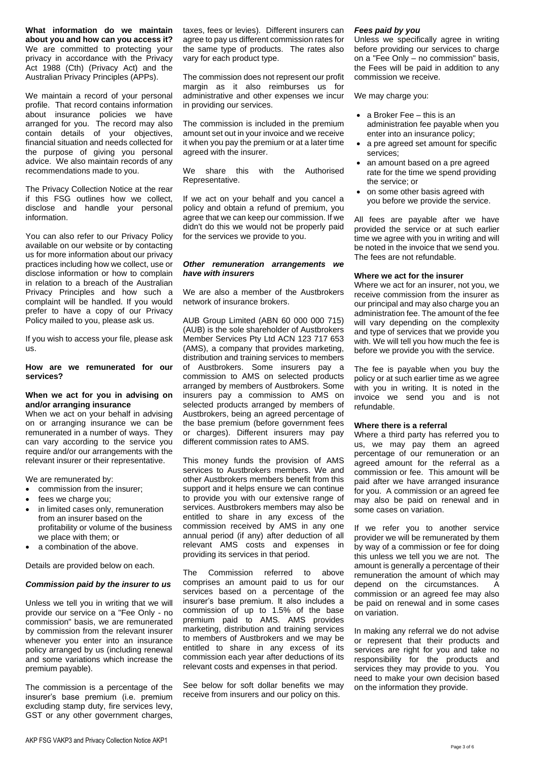**What information do we maintain about you and how can you access it?**
We are committed to protecting your privacy in accordance with the Privacy Act 1988 (Cth) (Privacy Act) and the Australian Privacy Principles (APPs).

We maintain a record of your personal profile. That record contains information about insurance policies we have arranged for you. The record may also contain details of your objectives, financial situation and needs collected for the purpose of giving you personal advice. We also maintain records of any recommendations made to you.

The Privacy Collection Notice at the rear if this FSG outlines how we collect, disclose and handle your personal information.

You can also refer to our Privacy Policy available on our website or by contacting us for more information about our privacy practices including how we collect, use or disclose information or how to complain in relation to a breach of the Australian Privacy Principles and how such a complaint will be handled. If you would prefer to have a copy of our Privacy Policy mailed to you, please ask us.

If you wish to access your file, please ask us.

**How are we remunerated for our services?**

**When we act for you in advising on and/or arranging insurance**
When we act on your behalf in advising on or arranging insurance we can be remunerated in a number of ways. They can vary according to the service you require and/or our arrangements with the relevant insurer or their representative.

We are remunerated by:

- commission from the insurer;
- fees we charge you;
- in limited cases only, remuneration from an insurer based on the profitability or volume of the business we place with them; or
- a combination of the above.

Details are provided below on each.

***Commission paid by the insurer to us***

Unless we tell you in writing that we will provide our service on a "Fee Only - no commission" basis, we are remunerated by commission from the relevant insurer whenever you enter into an insurance policy arranged by us (including renewal and some variations which increase the premium payable).

The commission is a percentage of the insurer's base premium (i.e. premium excluding stamp duty, fire services levy, GST or any other government charges, taxes, fees or levies). Different insurers can agree to pay us different commission rates for the same type of products. The rates also vary for each product type.

The commission does not represent our profit margin as it also reimburses us for administrative and other expenses we incur in providing our services.

The commission is included in the premium amount set out in your invoice and we receive it when you pay the premium or at a later time agreed with the insurer.

We share this with the Authorised Representative.

If we act on your behalf and you cancel a policy and obtain a refund of premium, you agree that we can keep our commission. If we didn't do this we would not be properly paid for the services we provide to you.

***Other remuneration arrangements we have with insurers***

We are also a member of the Austbrokers network of insurance brokers.

AUB Group Limited (ABN 60 000 000 715) (AUB) is the sole shareholder of Austbrokers Member Services Pty Ltd ACN 123 717 653 (AMS), a company that provides marketing, distribution and training services to members of Austbrokers. Some insurers pay a commission to AMS on selected products arranged by members of Austbrokers. Some insurers pay a commission to AMS on selected products arranged by members of Austbrokers, being an agreed percentage of the base premium (before government fees or charges). Different insurers may pay different commission rates to AMS.

This money funds the provision of AMS services to Austbrokers members. We and other Austbrokers members benefit from this support and it helps ensure we can continue to provide you with our extensive range of services. Austbrokers members may also be entitled to share in any excess of the commission received by AMS in any one annual period (if any) after deduction of all relevant AMS costs and expenses in providing its services in that period.

The Commission referred to above comprises an amount paid to us for our services based on a percentage of the insurer's base premium. It also includes a commission of up to 1.5% of the base premium paid to AMS. AMS provides marketing, distribution and training services to members of Austbrokers and we may be entitled to share in any excess of its commission each year after deductions of its relevant costs and expenses in that period.

See below for soft dollar benefits we may receive from insurers and our policy on this.

***Fees paid by you***
Unless we specifically agree in writing before providing our services to charge on a "Fee Only – no commission" basis, the Fees will be paid in addition to any commission we receive.

We may charge you:

- a Broker Fee – this is an administration fee payable when you enter into an insurance policy;
- a pre agreed set amount for specific services;
- an amount based on a pre agreed rate for the time we spend providing the service; or
- on some other basis agreed with you before we provide the service.

All fees are payable after we have provided the service or at such earlier time we agree with you in writing and will be noted in the invoice that we send you. The fees are not refundable.

**Where we act for the insurer**
Where we act for an insurer, not you, we receive commission from the insurer as our principal and may also charge you an administration fee. The amount of the fee will vary depending on the complexity and type of services that we provide you with. We will tell you how much the fee is before we provide you with the service.

The fee is payable when you buy the policy or at such earlier time as we agree with you in writing. It is noted in the invoice we send you and is not refundable.

**Where there is a referral**
Where a third party has referred you to us, we may pay them an agreed percentage of our remuneration or an agreed amount for the referral as a commission or fee. This amount will be paid after we have arranged insurance for you. A commission or an agreed fee may also be paid on renewal and in some cases on variation.

If we refer you to another service provider we will be remunerated by them by way of a commission or fee for doing this unless we tell you we are not. The amount is generally a percentage of their remuneration the amount of which may depend on the circumstances. A commission or an agreed fee may also be paid on renewal and in some cases on variation.

In making any referral we do not advise or represent that their products and services are right for you and take no responsibility for the products and services they may provide to you. You need to make your own decision based on the information they provide.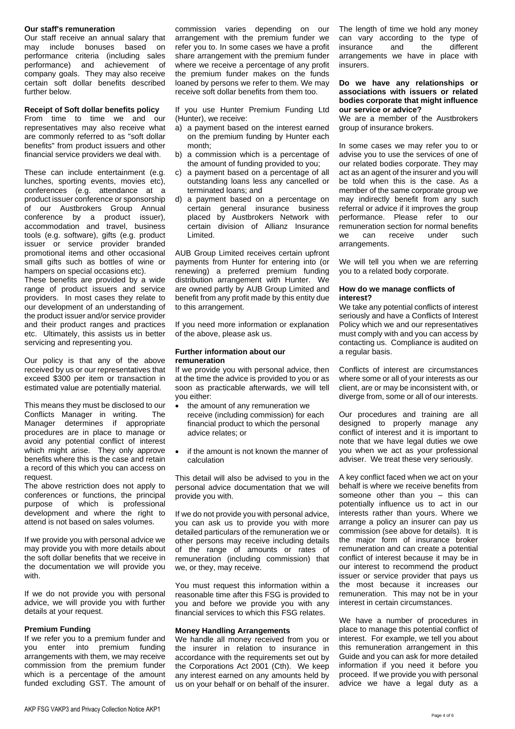### Our staff's remuneration

Our staff receive an annual salary that may include bonuses based on performance criteria (including sales performance) and achievement of company goals. They may also receive certain soft dollar benefits described further below.

### Receipt of Soft dollar benefits policy

From time to time we and our representatives may also receive what are commonly referred to as "soft dollar benefits" from product issuers and other financial service providers we deal with.

These can include entertainment (e.g. lunches, sporting events, movies etc), conferences (e.g. attendance at a product issuer conference or sponsorship of our Austbrokers Group Annual conference by a product issuer), accommodation and travel, business tools (e.g. software), gifts (e.g. product issuer or service provider branded promotional items and other occasional small gifts such as bottles of wine or hampers on special occasions etc).

These benefits are provided by a wide range of product issuers and service providers. In most cases they relate to our development of an understanding of the product issuer and/or service provider and their product ranges and practices etc. Ultimately, this assists us in better servicing and representing you.

Our policy is that any of the above received by us or our representatives that exceed $300 per item or transaction in estimated value are potentially material.

This means they must be disclosed to our Conflicts Manager in writing. The Manager determines if appropriate procedures are in place to manage or avoid any potential conflict of interest which might arise. They only approve benefits where this is the case and retain a record of this which you can access on request.

The above restriction does not apply to conferences or functions, the principal purpose of which is professional development and where the right to attend is not based on sales volumes.

If we provide you with personal advice we may provide you with more details about the soft dollar benefits that we receive in the documentation we will provide you with.

If we do not provide you with personal advice, we will provide you with further details at your request.

### Premium Funding

If we refer you to a premium funder and you enter into premium funding arrangements with them, we may receive commission from the premium funder which is a percentage of the amount funded excluding GST. The amount of commission varies depending on our arrangement with the premium funder we refer you to. In some cases we have a profit share arrangement with the premium funder where we receive a percentage of any profit the premium funder makes on the funds loaned by persons we refer to them. We may receive soft dollar benefits from them too.

If you use Hunter Premium Funding Ltd (Hunter), we receive:

a) a payment based on the interest earned on the premium funding by Hunter each month;
b) a commission which is a percentage of the amount of funding provided to you;
c) a payment based on a percentage of all outstanding loans less any cancelled or terminated loans; and
d) a payment based on a percentage on certain general insurance business placed by Austbrokers Network with certain division of Allianz Insurance Limited.

AUB Group Limited receives certain upfront payments from Hunter for entering into (or renewing) a preferred premium funding distribution arrangement with Hunter. We are owned partly by AUB Group Limited and benefit from any profit made by this entity due to this arrangement.

If you need more information or explanation of the above, please ask us.

### Further information about our remuneration

If we provide you with personal advice, then at the time the advice is provided to you or as soon as practicable afterwards, we will tell you either:

- the amount of any remuneration we receive (including commission) for each financial product to which the personal advice relates; or
- if the amount is not known the manner of calculation

This detail will also be advised to you in the personal advice documentation that we will provide you with.

If we do not provide you with personal advice, you can ask us to provide you with more detailed particulars of the remuneration we or other persons may receive including details of the range of amounts or rates of remuneration (including commission) that we, or they, may receive.

You must request this information within a reasonable time after this FSG is provided to you and before we provide you with any financial services to which this FSG relates.

### Money Handling Arrangements

We handle all money received from you or the insurer in relation to insurance in accordance with the requirements set out by the Corporations Act 2001 (Cth). We keep any interest earned on any amounts held by us on your behalf or on behalf of the insurer. The length of time we hold any money can vary according to the type of insurance and the different arrangements we have in place with insurers.

### Do we have any relationships or associations with issuers or related bodies corporate that might influence our service or advice?

We are a member of the Austbrokers group of insurance brokers.

In some cases we may refer you to or advise you to use the services of one of our related bodies corporate. They may act as an agent of the insurer and you will be told when this is the case. As a member of the same corporate group we may indirectly benefit from any such referral or advice if it improves the group performance. Please refer to our remuneration section for normal benefits we can receive under such arrangements.

We will tell you when we are referring you to a related body corporate.

### How do we manage conflicts of interest?

We take any potential conflicts of interest seriously and have a Conflicts of Interest Policy which we and our representatives must comply with and you can access by contacting us. Compliance is audited on a regular basis.

Conflicts of interest are circumstances where some or all of your interests as our client, are or may be inconsistent with, or diverge from, some or all of our interests.

Our procedures and training are all designed to properly manage any conflict of interest and it is important to note that we have legal duties we owe you when we act as your professional adviser. We treat these very seriously.

A key conflict faced when we act on your behalf is where we receive benefits from someone other than you – this can potentially influence us to act in our interests rather than yours. Where we arrange a policy an insurer can pay us commission (see above for details). It is the major form of insurance broker remuneration and can create a potential conflict of interest because it may be in our interest to recommend the product issuer or service provider that pays us the most because it increases our remuneration. This may not be in your interest in certain circumstances.

We have a number of procedures in place to manage this potential conflict of interest. For example, we tell you about this remuneration arrangement in this Guide and you can ask for more detailed information if you need it before you proceed. If we provide you with personal advice we have a legal duty as a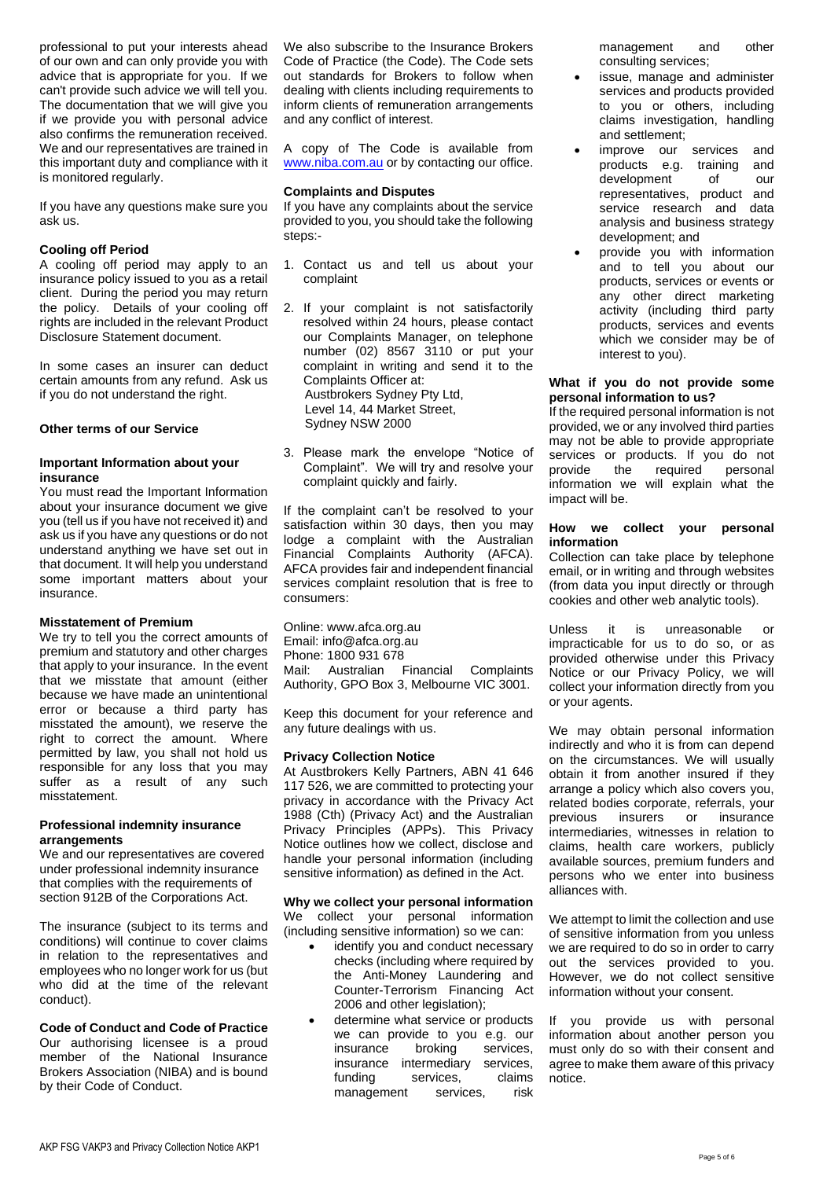professional to put your interests ahead of our own and can only provide you with advice that is appropriate for you. If we can't provide such advice we will tell you. The documentation that we will give you if we provide you with personal advice also confirms the remuneration received. We and our representatives are trained in this important duty and compliance with it is monitored regularly.

If you have any questions make sure you ask us.

### Cooling off Period

A cooling off period may apply to an insurance policy issued to you as a retail client. During the period you may return the policy. Details of your cooling off rights are included in the relevant Product Disclosure Statement document.

In some cases an insurer can deduct certain amounts from any refund. Ask us if you do not understand the right.

### Other terms of our Service

### Important Information about your insurance

You must read the Important Information about your insurance document we give you (tell us if you have not received it) and ask us if you have any questions or do not understand anything we have set out in that document. It will help you understand some important matters about your insurance.

### Misstatement of Premium

We try to tell you the correct amounts of premium and statutory and other charges that apply to your insurance. In the event that we misstate that amount (either because we have made an unintentional error or because a third party has misstated the amount), we reserve the right to correct the amount. Where permitted by law, you shall not hold us responsible for any loss that you may suffer as a result of any such misstatement.

### Professional indemnity insurance arrangements

We and our representatives are covered under professional indemnity insurance that complies with the requirements of section 912B of the Corporations Act.

The insurance (subject to its terms and conditions) will continue to cover claims in relation to the representatives and employees who no longer work for us (but who did at the time of the relevant conduct).

### Code of Conduct and Code of Practice

Our authorising licensee is a proud member of the National Insurance Brokers Association (NIBA) and is bound by their Code of Conduct.

We also subscribe to the Insurance Brokers Code of Practice (the Code). The Code sets out standards for Brokers to follow when dealing with clients including requirements to inform clients of remuneration arrangements and any conflict of interest.

A copy of The Code is available from www.niba.com.au or by contacting our office.

### Complaints and Disputes

If you have any complaints about the service provided to you, you should take the following steps:-

1. Contact us and tell us about your complaint
2. If your complaint is not satisfactorily resolved within 24 hours, please contact our Complaints Manager, on telephone number (02) 8567 3110 or put your complaint in writing and send it to the Complaints Officer at:
   Austbrokers Sydney Pty Ltd,
   Level 14, 44 Market Street,
   Sydney NSW 2000
3. Please mark the envelope "Notice of Complaint". We will try and resolve your complaint quickly and fairly.

If the complaint can't be resolved to your satisfaction within 30 days, then you may lodge a complaint with the Australian Financial Complaints Authority (AFCA). AFCA provides fair and independent financial services complaint resolution that is free to consumers:

Online: www.afca.org.au
Email: info@afca.org.au
Phone: 1800 931 678
Mail: Australian Financial Complaints Authority, GPO Box 3, Melbourne VIC 3001.

Keep this document for your reference and any future dealings with us.

### Privacy Collection Notice

At Austbrokers Kelly Partners, ABN 41 646 117 526, we are committed to protecting your privacy in accordance with the Privacy Act 1988 (Cth) (Privacy Act) and the Australian Privacy Principles (APPs). This Privacy Notice outlines how we collect, disclose and handle your personal information (including sensitive information) as defined in the Act.

### Why we collect your personal information

We collect your personal information (including sensitive information) so we can:

- identify you and conduct necessary checks (including where required by the Anti-Money Laundering and Counter-Terrorism Financing Act 2006 and other legislation);
- determine what service or products we can provide to you e.g. our insurance broking services, insurance intermediary services, funding services, claims management services, risk management and other consulting services;
- issue, manage and administer services and products provided to you or others, including claims investigation, handling and settlement;
- improve our services and products e.g. training and development of our representatives, product and service research and data analysis and business strategy development; and
- provide you with information and to tell you about our products, services or events or any other direct marketing activity (including third party products, services and events which we consider may be of interest to you).

### What if you do not provide some personal information to us?

If the required personal information is not provided, we or any involved third parties may not be able to provide appropriate services or products. If you do not provide the required personal information we will explain what the impact will be.

### How we collect your personal information

Collection can take place by telephone email, or in writing and through websites (from data you input directly or through cookies and other web analytic tools).

Unless it is unreasonable or impracticable for us to do so, or as provided otherwise under this Privacy Notice or our Privacy Policy, we will collect your information directly from you or your agents.

We may obtain personal information indirectly and who it is from can depend on the circumstances. We will usually obtain it from another insured if they arrange a policy which also covers you, related bodies corporate, referrals, your previous insurers or insurance intermediaries, witnesses in relation to claims, health care workers, publicly available sources, premium funders and persons who we enter into business alliances with.

We attempt to limit the collection and use of sensitive information from you unless we are required to do so in order to carry out the services provided to you. However, we do not collect sensitive information without your consent.

If you provide us with personal information about another person you must only do so with their consent and agree to make them aware of this privacy notice.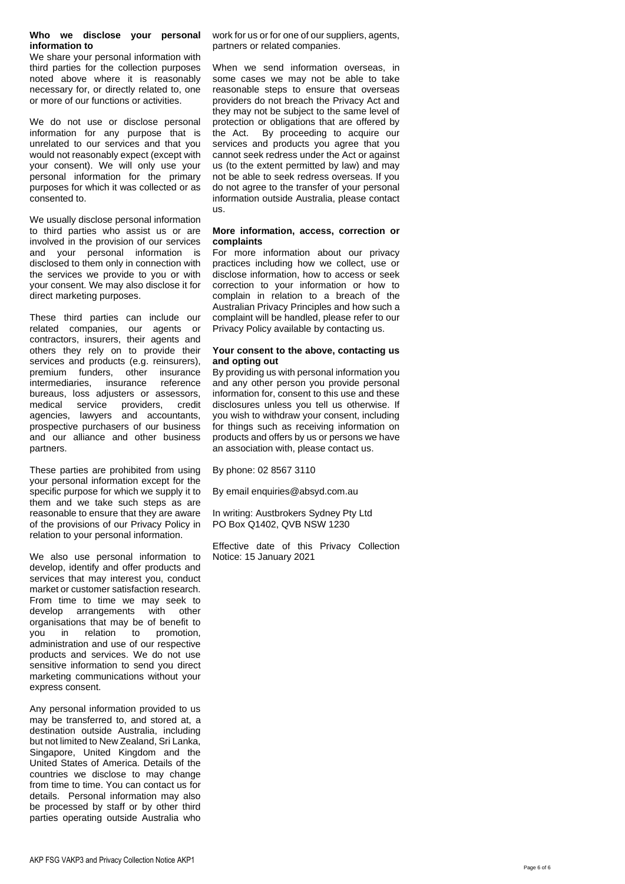**Who we disclose your personal information to**

We share your personal information with third parties for the collection purposes noted above where it is reasonably necessary for, or directly related to, one or more of our functions or activities.

We do not use or disclose personal information for any purpose that is unrelated to our services and that you would not reasonably expect (except with your consent). We will only use your personal information for the primary purposes for which it was collected or as consented to.

We usually disclose personal information to third parties who assist us or are involved in the provision of our services and your personal information is disclosed to them only in connection with the services we provide to you or with your consent. We may also disclose it for direct marketing purposes.

These third parties can include our related companies, our agents or contractors, insurers, their agents and others they rely on to provide their services and products (e.g. reinsurers), premium funders, other insurance intermediaries, insurance reference bureaus, loss adjusters or assessors, medical service providers, credit agencies, lawyers and accountants, prospective purchasers of our business and our alliance and other business partners.

These parties are prohibited from using your personal information except for the specific purpose for which we supply it to them and we take such steps as are reasonable to ensure that they are aware of the provisions of our Privacy Policy in relation to your personal information.

We also use personal information to develop, identify and offer products and services that may interest you, conduct market or customer satisfaction research. From time to time we may seek to develop arrangements with other organisations that may be of benefit to you in relation to promotion, administration and use of our respective products and services. We do not use sensitive information to send you direct marketing communications without your express consent.

Any personal information provided to us may be transferred to, and stored at, a destination outside Australia, including but not limited to New Zealand, Sri Lanka, Singapore, United Kingdom and the United States of America. Details of the countries we disclose to may change from time to time. You can contact us for details. Personal information may also be processed by staff or by other third parties operating outside Australia who work for us or for one of our suppliers, agents, partners or related companies.

When we send information overseas, in some cases we may not be able to take reasonable steps to ensure that overseas providers do not breach the Privacy Act and they may not be subject to the same level of protection or obligations that are offered by the Act. By proceeding to acquire our services and products you agree that you cannot seek redress under the Act or against us (to the extent permitted by law) and may not be able to seek redress overseas. If you do not agree to the transfer of your personal information outside Australia, please contact us.

**More information, access, correction or complaints**

For more information about our privacy practices including how we collect, use or disclose information, how to access or seek correction to your information or how to complain in relation to a breach of the Australian Privacy Principles and how such a complaint will be handled, please refer to our Privacy Policy available by contacting us.

**Your consent to the above, contacting us and opting out**

By providing us with personal information you and any other person you provide personal information for, consent to this use and these disclosures unless you tell us otherwise. If you wish to withdraw your consent, including for things such as receiving information on products and offers by us or persons we have an association with, please contact us.

By phone: 02 8567 3110

By email enquiries@absyd.com.au

In writing: Austbrokers Sydney Pty Ltd
PO Box Q1402, QVB NSW 1230

Effective date of this Privacy Collection Notice: 15 January 2021

AKP FSG VAKP3 and Privacy Collection Notice AKP1